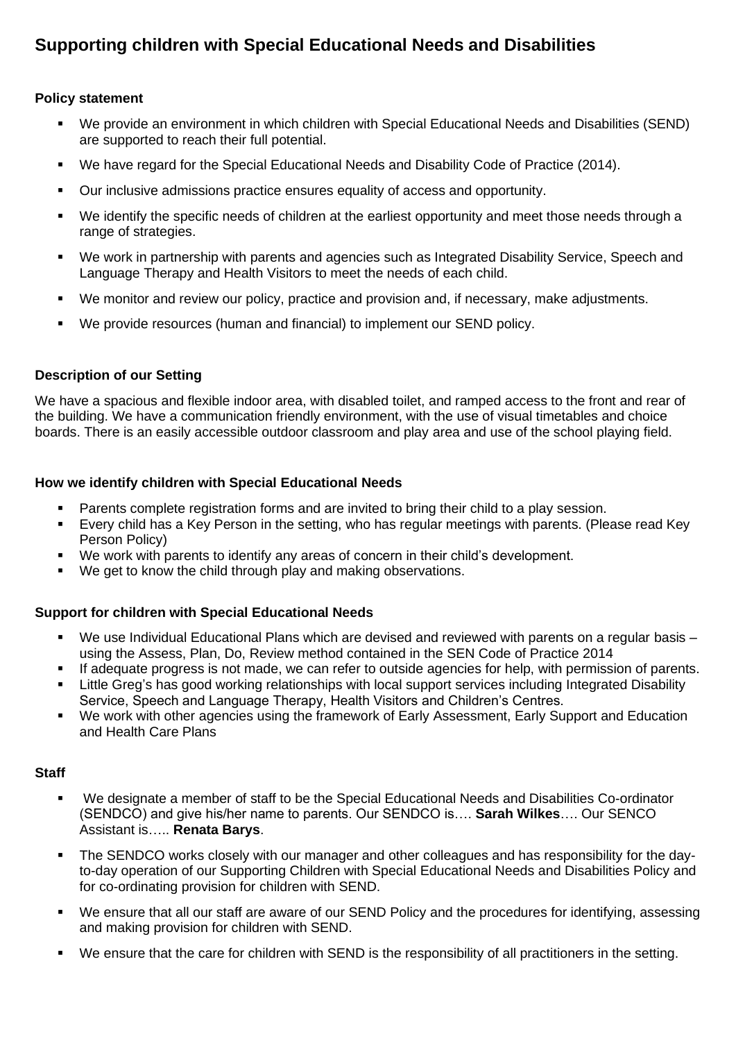# Supporting children with Special Educational Needs and Disabilities

### Policy statement

- We provide an environment in which children with Special Educational Needs and Disabilities (SEND) are supported to reach their full potential.
- We have regard for the Special Educational Needs and Disability Code of Practice (2014).
- Our inclusive admissions practice ensures equality of access and opportunity.
- We identify the specific needs of children at the earliest opportunity and meet those needs through a range of strategies.
- We work in partnership with parents and agencies such as Integrated Disability Service, Speech and Language Therapy and Health Visitors to meet the needs of each child.
- We monitor and review our policy, practice and provision and, if necessary, make adjustments.
- We provide resources (human and financial) to implement our SEND policy.

### Description of our Setting

We have a spacious and flexible indoor area, with disabled toilet, and ramped access to the front and rear of the building. We have a communication friendly environment, with the use of visual timetables and choice boards. There is an easily accessible outdoor classroom and play area and use of the school playing field.

### How we identify children with Special Educational Needs

- Parents complete registration forms and are invited to bring their child to a play session.
- Every child has a Key Person in the setting, who has regular meetings with parents. (Please read Key Person Policy)
- We work with parents to identify any areas of concern in their child's development.
- We get to know the child through play and making observations.

### Support for children with Special Educational Needs

- We use Individual Educational Plans which are devised and reviewed with parents on a regular basis – using the Assess, Plan, Do, Review method contained in the SEN Code of Practice 2014
- If adequate progress is not made, we can refer to outside agencies for help, with permission of parents.
- Little Greg's has good working relationships with local support services including Integrated Disability Service, Speech and Language Therapy, Health Visitors and Children's Centres.
- We work with other agencies using the framework of Early Assessment, Early Support and Education and Health Care Plans

### Staff

- We designate a member of staff to be the Special Educational Needs and Disabilities Co-ordinator (SENDCO) and give his/her name to parents. Our SENDCO is…. **Sarah Wilkes**…. Our SENCO Assistant is….. **Renata Barys**.
- The SENDCO works closely with our manager and other colleagues and has responsibility for the day-to-day operation of our Supporting Children with Special Educational Needs and Disabilities Policy and for co-ordinating provision for children with SEND.
- We ensure that all our staff are aware of our SEND Policy and the procedures for identifying, assessing and making provision for children with SEND.
- We ensure that the care for children with SEND is the responsibility of all practitioners in the setting.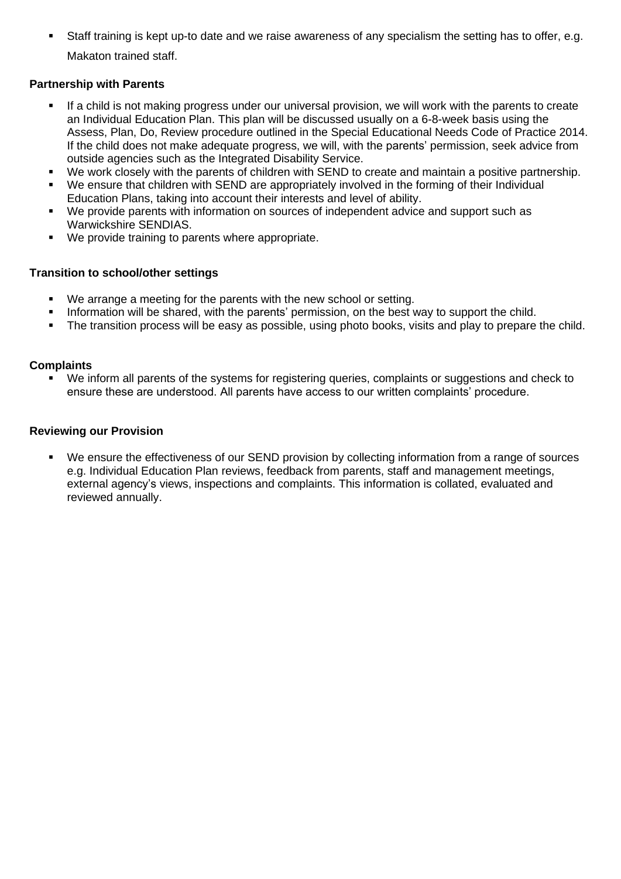- Staff training is kept up-to date and we raise awareness of any specialism the setting has to offer, e.g. Makaton trained staff.

**Partnership with Parents**

- If a child is not making progress under our universal provision, we will work with the parents to create an Individual Education Plan. This plan will be discussed usually on a 6-8-week basis using the Assess, Plan, Do, Review procedure outlined in the Special Educational Needs Code of Practice 2014. If the child does not make adequate progress, we will, with the parents' permission, seek advice from outside agencies such as the Integrated Disability Service.
- We work closely with the parents of children with SEND to create and maintain a positive partnership.
- We ensure that children with SEND are appropriately involved in the forming of their Individual Education Plans, taking into account their interests and level of ability.
- We provide parents with information on sources of independent advice and support such as Warwickshire SENDIAS.
- We provide training to parents where appropriate.

**Transition to school/other settings**

- We arrange a meeting for the parents with the new school or setting.
- Information will be shared, with the parents' permission, on the best way to support the child.
- The transition process will be easy as possible, using photo books, visits and play to prepare the child.

**Complaints**

- We inform all parents of the systems for registering queries, complaints or suggestions and check to ensure these are understood. All parents have access to our written complaints' procedure.

**Reviewing our Provision**

- We ensure the effectiveness of our SEND provision by collecting information from a range of sources e.g. Individual Education Plan reviews, feedback from parents, staff and management meetings, external agency's views, inspections and complaints. This information is collated, evaluated and reviewed annually.